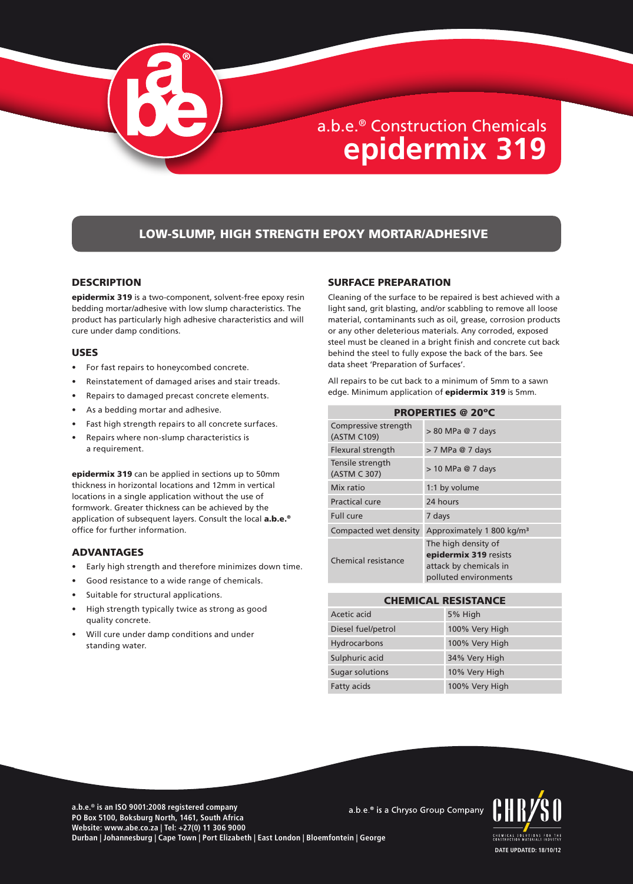a.b.e.® Construction Chemicals

# epidermix 319

## LOW-SLUMP, HIGH STRENGTH EPOXY MORTAR/ADHESIVE

### DESCRIPTION

**epidermix 319** is a two-component, solvent-free epoxy resin bedding mortar/adhesive with low slump characteristics. The product has particularly high adhesive characteristics and will cure under damp conditions.

### USES

- For fast repairs to honeycombed concrete.
- Reinstatement of damaged arises and stair treads.
- Repairs to damaged precast concrete elements.
- As a bedding mortar and adhesive.
- Fast high strength repairs to all concrete surfaces.
- Repairs where non-slump characteristics is a requirement.

**epidermix 319** can be applied in sections up to 50mm thickness in horizontal locations and 12mm in vertical locations in a single application without the use of formwork. Greater thickness can be achieved by the application of subsequent layers. Consult the local **a.b.e.®** office for further information.

### ADVANTAGES

- Early high strength and therefore minimizes down time.
- Good resistance to a wide range of chemicals.
- Suitable for structural applications.
- High strength typically twice as strong as good quality concrete.
- Will cure under damp conditions and under standing water.

### SURFACE PREPARATION

Cleaning of the surface to be repaired is best achieved with a light sand, grit blasting, and/or scabbling to remove all loose material, contaminants such as oil, grease, corrosion products or any other deleterious materials. Any corroded, exposed steel must be cleaned in a bright finish and concrete cut back behind the steel to fully expose the back of the bars. See data sheet 'Preparation of Surfaces'.

All repairs to be cut back to a minimum of 5mm to a sawn edge. Minimum application of **epidermix 319** is 5mm.

| PROPERTIES @ 20°C | |
|---|---|
| Compressive strength (ASTM C109) | > 80 MPa @ 7 days |
| Flexural strength | > 7 MPa @ 7 days |
| Tensile strength (ASTM C 307) | > 10 MPa @ 7 days |
| Mix ratio | 1:1 by volume |
| Practical cure | 24 hours |
| Full cure | 7 days |
| Compacted wet density | Approximately 1 800 kg/m³ |
| Chemical resistance | The high density of **epidermix 319** resists attack by chemicals in polluted environments |

| CHEMICAL RESISTANCE | |
|---|---|
| Acetic acid | 5% High |
| Diesel fuel/petrol | 100% Very High |
| Hydrocarbons | 100% Very High |
| Sulphuric acid | 34% Very High |
| Sugar solutions | 10% Very High |
| Fatty acids | 100% Very High |

**a.b.e.® is an ISO 9001:2008 registered company**
**PO Box 5100, Boksburg North, 1461, South Africa**
**Website: www.abe.co.za | Tel: +27(0) 11 306 9000**
**Durban | Johannesburg | Cape Town | Port Elizabeth | East London | Bloemfontein | George**

a.b.e.® is a Chryso Group Company

**DATE UPDATED: 18/10/12**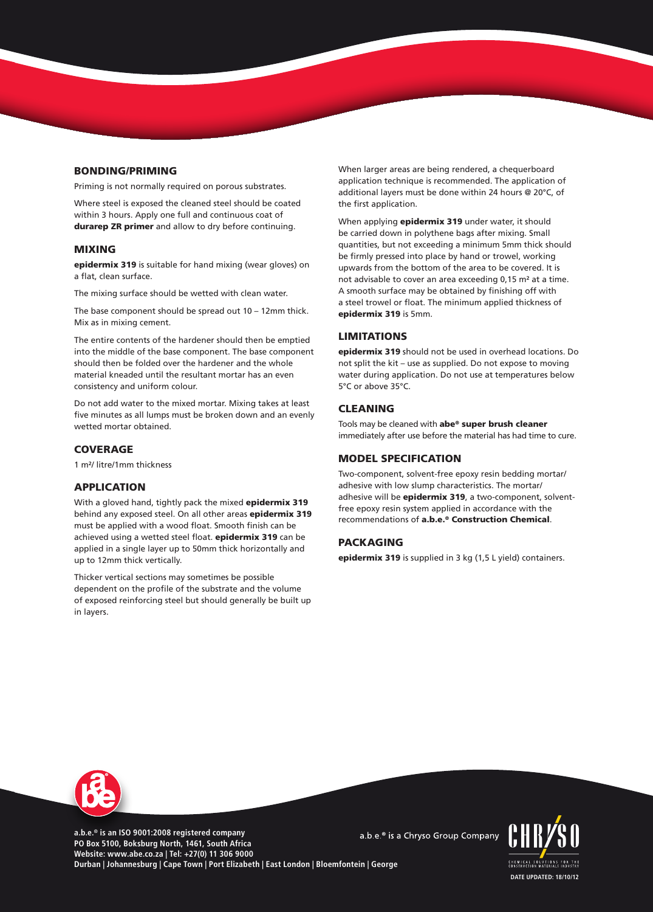## BONDING/PRIMING

Priming is not normally required on porous substrates.

Where steel is exposed the cleaned steel should be coated within 3 hours. Apply one full and continuous coat of **durarep ZR primer** and allow to dry before continuing.

## MIXING

**epidermix 319** is suitable for hand mixing (wear gloves) on a flat, clean surface.

The mixing surface should be wetted with clean water.

The base component should be spread out 10 – 12mm thick. Mix as in mixing cement.

The entire contents of the hardener should then be emptied into the middle of the base component. The base component should then be folded over the hardener and the whole material kneaded until the resultant mortar has an even consistency and uniform colour.

Do not add water to the mixed mortar. Mixing takes at least five minutes as all lumps must be broken down and an evenly wetted mortar obtained.

## COVERAGE

1 m²/ litre/1mm thickness

## APPLICATION

With a gloved hand, tightly pack the mixed **epidermix 319** behind any exposed steel. On all other areas **epidermix 319** must be applied with a wood float. Smooth finish can be achieved using a wetted steel float. **epidermix 319** can be applied in a single layer up to 50mm thick horizontally and up to 12mm thick vertically.

Thicker vertical sections may sometimes be possible dependent on the profile of the substrate and the volume of exposed reinforcing steel but should generally be built up in layers.

When larger areas are being rendered, a chequerboard application technique is recommended. The application of additional layers must be done within 24 hours @ 20°C, of the first application.

When applying **epidermix 319** under water, it should be carried down in polythene bags after mixing. Small quantities, but not exceeding a minimum 5mm thick should be firmly pressed into place by hand or trowel, working upwards from the bottom of the area to be covered. It is not advisable to cover an area exceeding 0,15 m² at a time. A smooth surface may be obtained by finishing off with a steel trowel or float. The minimum applied thickness of **epidermix 319** is 5mm.

## LIMITATIONS

**epidermix 319** should not be used in overhead locations. Do not split the kit – use as supplied. Do not expose to moving water during application. Do not use at temperatures below 5°C or above 35°C.

## CLEANING

Tools may be cleaned with **abe® super brush cleaner** immediately after use before the material has had time to cure.

## MODEL SPECIFICATION

Two-component, solvent-free epoxy resin bedding mortar/ adhesive with low slump characteristics. The mortar/ adhesive will be **epidermix 319**, a two-component, solvent-free epoxy resin system applied in accordance with the recommendations of **a.b.e.® Construction Chemical**.

## PACKAGING

**epidermix 319** is supplied in 3 kg (1,5 L yield) containers.

**a.b.e.® is an ISO 9001:2008 registered company**
**PO Box 5100, Boksburg North, 1461, South Africa**
**Website: www.abe.co.za | Tel: +27(0) 11 306 9000**
**Durban | Johannesburg | Cape Town | Port Elizabeth | East London | Bloemfontein | George**

a.b.e.® is a Chryso Group Company

CHRYSO – CHEMICAL SOLUTIONS FOR THE CONSTRUCTION MATERIALS INDUSTRY

**DATE UPDATED: 18/10/12**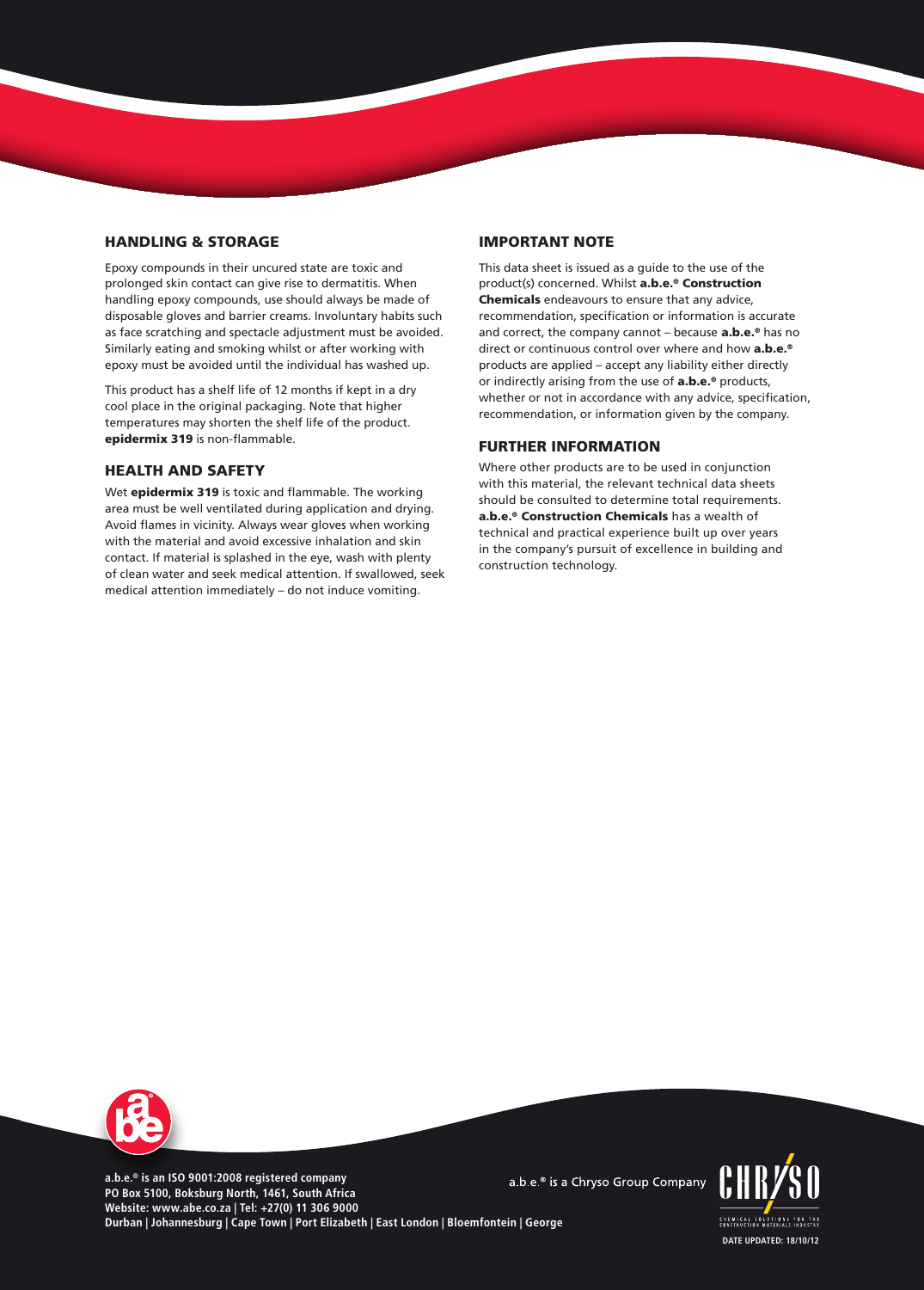## HANDLING & STORAGE

Epoxy compounds in their uncured state are toxic and prolonged skin contact can give rise to dermatitis. When handling epoxy compounds, use should always be made of disposable gloves and barrier creams. Involuntary habits such as face scratching and spectacle adjustment must be avoided. Similarly eating and smoking whilst or after working with epoxy must be avoided until the individual has washed up.

This product has a shelf life of 12 months if kept in a dry cool place in the original packaging. Note that higher temperatures may shorten the shelf life of the product. **epidermix 319** is non-flammable.

## HEALTH AND SAFETY

Wet **epidermix 319** is toxic and flammable. The working area must be well ventilated during application and drying. Avoid flames in vicinity. Always wear gloves when working with the material and avoid excessive inhalation and skin contact. If material is splashed in the eye, wash with plenty of clean water and seek medical attention. If swallowed, seek medical attention immediately – do not induce vomiting.

## IMPORTANT NOTE

This data sheet is issued as a guide to the use of the product(s) concerned. Whilst **a.b.e.® Construction Chemicals** endeavours to ensure that any advice, recommendation, specification or information is accurate and correct, the company cannot – because **a.b.e.®** has no direct or continuous control over where and how **a.b.e.®** products are applied – accept any liability either directly or indirectly arising from the use of **a.b.e.®** products, whether or not in accordance with any advice, specification, recommendation, or information given by the company.

## FURTHER INFORMATION

Where other products are to be used in conjunction with this material, the relevant technical data sheets should be consulted to determine total requirements. **a.b.e.® Construction Chemicals** has a wealth of technical and practical experience built up over years in the company's pursuit of excellence in building and construction technology.

**a.b.e.® is an ISO 9001:2008 registered company**
**PO Box 5100, Boksburg North, 1461, South Africa**
**Website: www.abe.co.za | Tel: +27(0) 11 306 9000**
**Durban | Johannesburg | Cape Town | Port Elizabeth | East London | Bloemfontein | George**

a.b.e.® is a Chryso Group Company

CHRYSO
CHEMICAL SOLUTIONS FOR THE CONSTRUCTION MATERIALS INDUSTRY

**DATE UPDATED: 18/10/12**